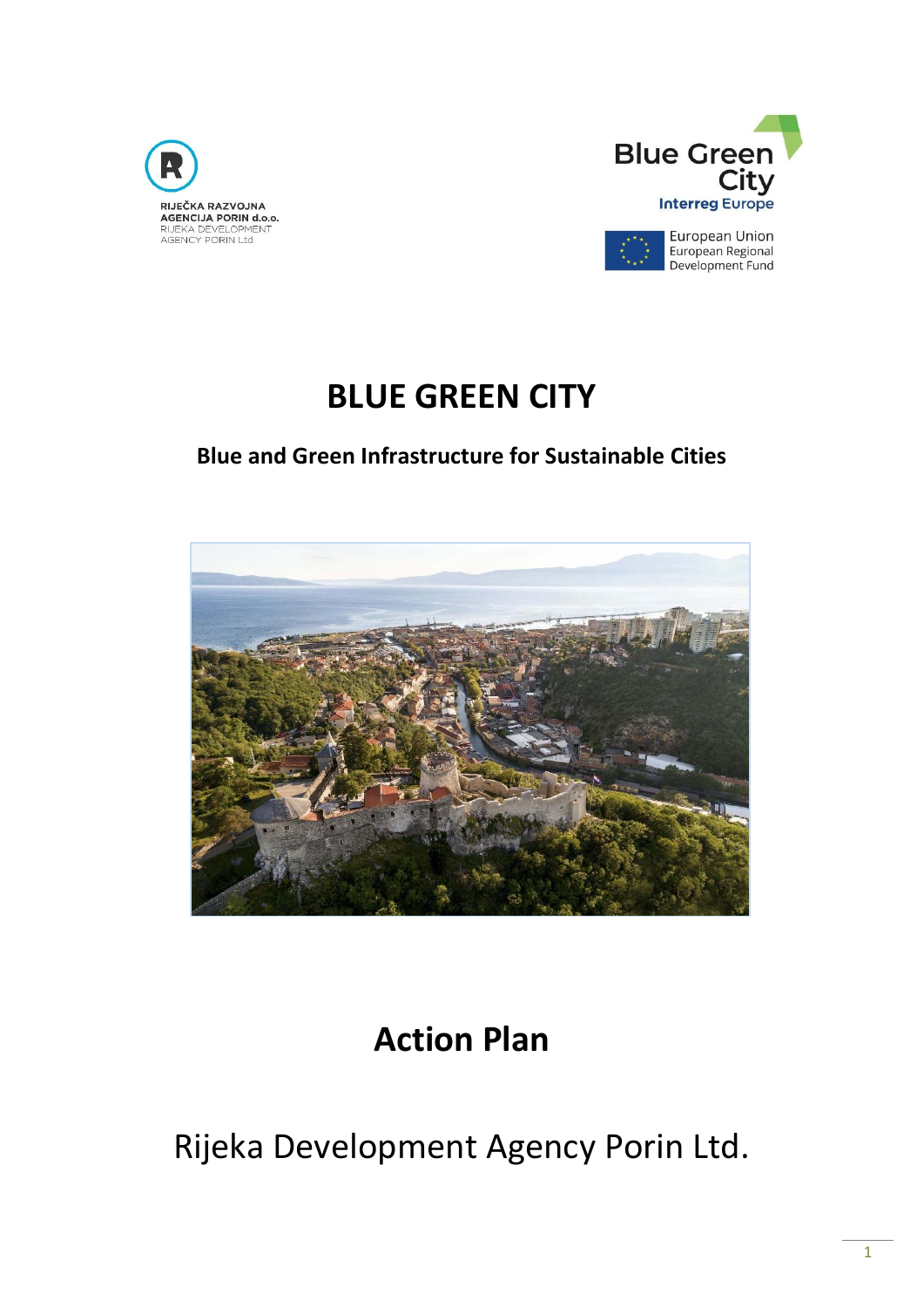RIJEČKA RAZVOJNA AGENCIJA PORIN d.o.o.
RIJEKA DEVELOPMENT AGENCY PORIN Ltd

Blue Green City
Interreg Europe

European Union
European Regional Development Fund

# BLUE GREEN CITY

### Blue and Green Infrastructure for Sustainable Cities

## Action Plan

Rijeka Development Agency Porin Ltd.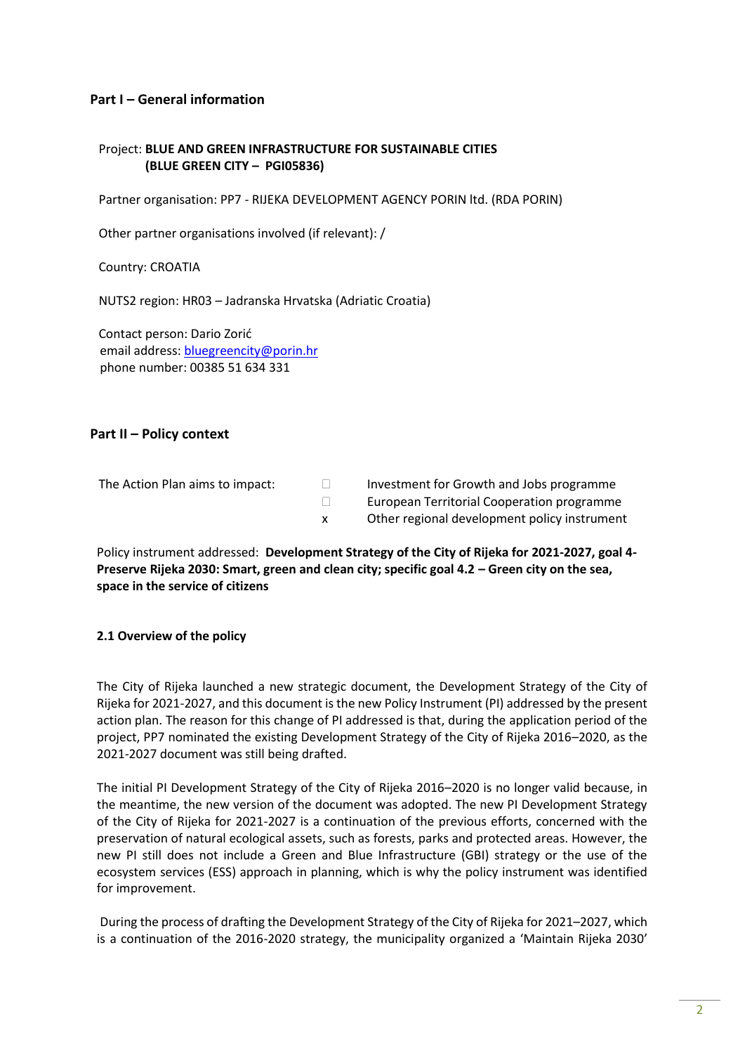## Part I – General information

Project: **BLUE AND GREEN INFRASTRUCTURE FOR SUSTAINABLE CITIES (BLUE GREEN CITY – PGI05836)**

Partner organisation: PP7 - RIJEKA DEVELOPMENT AGENCY PORIN ltd. (RDA PORIN)

Other partner organisations involved (if relevant): /

Country: CROATIA

NUTS2 region: HR03 – Jadranska Hrvatska (Adriatic Croatia)

Contact person: Dario Zorić
email address: bluegreencity@porin.hr
phone number: 00385 51 634 331

## Part II – Policy context

| | | |
|---|---|---|
| The Action Plan aims to impact: | ☐ | Investment for Growth and Jobs programme |
| | ☐ | European Territorial Cooperation programme |
| | x | Other regional development policy instrument |

Policy instrument addressed: **Development Strategy of the City of Rijeka for 2021-2027, goal 4-Preserve Rijeka 2030: Smart, green and clean city; specific goal 4.2 – Green city on the sea, space in the service of citizens**

### 2.1 Overview of the policy

The City of Rijeka launched a new strategic document, the Development Strategy of the City of Rijeka for 2021-2027, and this document is the new Policy Instrument (PI) addressed by the present action plan. The reason for this change of PI addressed is that, during the application period of the project, PP7 nominated the existing Development Strategy of the City of Rijeka 2016–2020, as the 2021-2027 document was still being drafted.

The initial PI Development Strategy of the City of Rijeka 2016–2020 is no longer valid because, in the meantime, the new version of the document was adopted. The new PI Development Strategy of the City of Rijeka for 2021-2027 is a continuation of the previous efforts, concerned with the preservation of natural ecological assets, such as forests, parks and protected areas. However, the new PI still does not include a Green and Blue Infrastructure (GBI) strategy or the use of the ecosystem services (ESS) approach in planning, which is why the policy instrument was identified for improvement.

During the process of drafting the Development Strategy of the City of Rijeka for 2021–2027, which is a continuation of the 2016-2020 strategy, the municipality organized a 'Maintain Rijeka 2030'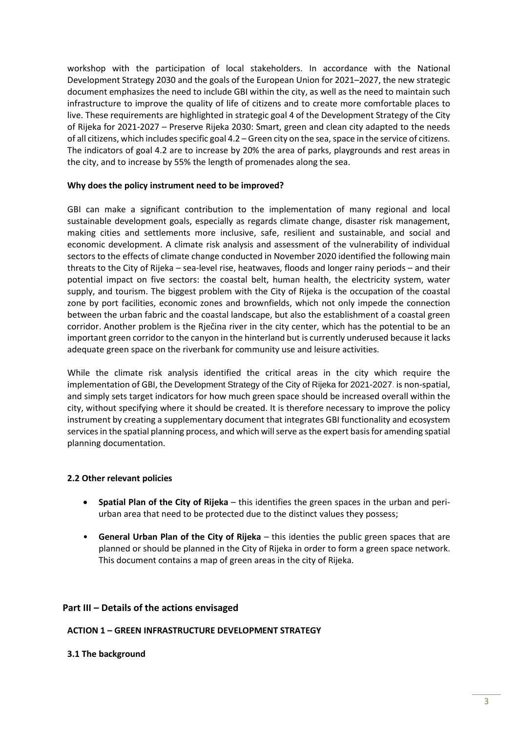workshop with the participation of local stakeholders. In accordance with the National Development Strategy 2030 and the goals of the European Union for 2021–2027, the new strategic document emphasizes the need to include GBI within the city, as well as the need to maintain such infrastructure to improve the quality of life of citizens and to create more comfortable places to live. These requirements are highlighted in strategic goal 4 of the Development Strategy of the City of Rijeka for 2021-2027 – Preserve Rijeka 2030: Smart, green and clean city adapted to the needs of all citizens, which includes specific goal 4.2 – Green city on the sea, space in the service of citizens. The indicators of goal 4.2 are to increase by 20% the area of parks, playgrounds and rest areas in the city, and to increase by 55% the length of promenades along the sea.

**Why does the policy instrument need to be improved?**

GBI can make a significant contribution to the implementation of many regional and local sustainable development goals, especially as regards climate change, disaster risk management, making cities and settlements more inclusive, safe, resilient and sustainable, and social and economic development. A climate risk analysis and assessment of the vulnerability of individual sectors to the effects of climate change conducted in November 2020 identified the following main threats to the City of Rijeka – sea-level rise, heatwaves, floods and longer rainy periods – and their potential impact on five sectors: the coastal belt, human health, the electricity system, water supply, and tourism. The biggest problem with the City of Rijeka is the occupation of the coastal zone by port facilities, economic zones and brownfields, which not only impede the connection between the urban fabric and the coastal landscape, but also the establishment of a coastal green corridor. Another problem is the Rječina river in the city center, which has the potential to be an important green corridor to the canyon in the hinterland but is currently underused because it lacks adequate green space on the riverbank for community use and leisure activities.

While the climate risk analysis identified the critical areas in the city which require the implementation of GBI, the Development Strategy of the City of Rijeka for 2021-2027. is non-spatial, and simply sets target indicators for how much green space should be increased overall within the city, without specifying where it should be created. It is therefore necessary to improve the policy instrument by creating a supplementary document that integrates GBI functionality and ecosystem services in the spatial planning process, and which will serve as the expert basis for amending spatial planning documentation.

**2.2 Other relevant policies**

- **Spatial Plan of the City of Rijeka** – this identifies the green spaces in the urban and peri-urban area that need to be protected due to the distinct values they possess;
- **General Urban Plan of the City of Rijeka** – this identies the public green spaces that are planned or should be planned in the City of Rijeka in order to form a green space network. This document contains a map of green areas in the city of Rijeka.

## Part III – Details of the actions envisaged

**ACTION 1 – GREEN INFRASTRUCTURE DEVELOPMENT STRATEGY**

**3.1 The background**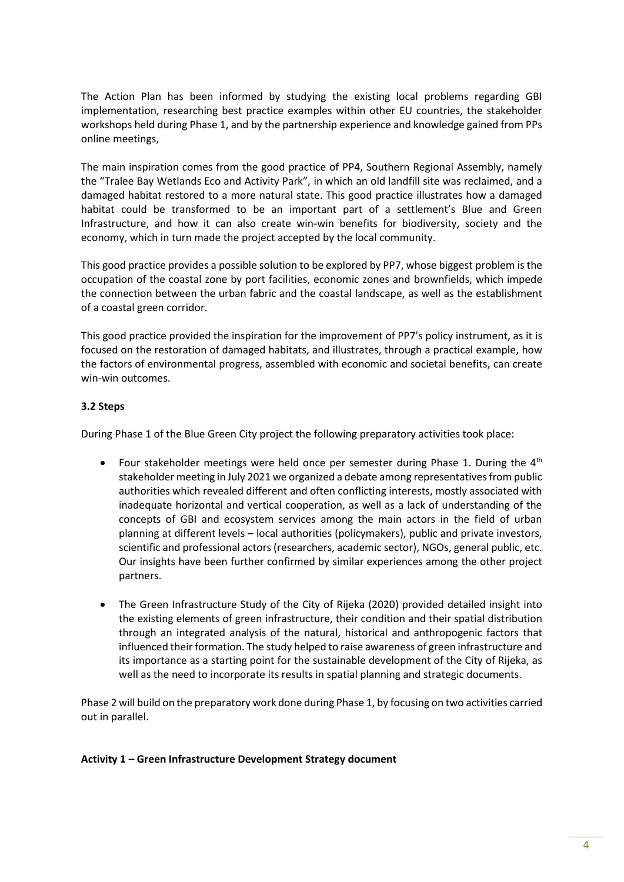The Action Plan has been informed by studying the existing local problems regarding GBI implementation, researching best practice examples within other EU countries, the stakeholder workshops held during Phase 1, and by the partnership experience and knowledge gained from PPs online meetings,

The main inspiration comes from the good practice of PP4, Southern Regional Assembly, namely the "Tralee Bay Wetlands Eco and Activity Park", in which an old landfill site was reclaimed, and a damaged habitat restored to a more natural state. This good practice illustrates how a damaged habitat could be transformed to be an important part of a settlement's Blue and Green Infrastructure, and how it can also create win-win benefits for biodiversity, society and the economy, which in turn made the project accepted by the local community.

This good practice provides a possible solution to be explored by PP7, whose biggest problem is the occupation of the coastal zone by port facilities, economic zones and brownfields, which impede the connection between the urban fabric and the coastal landscape, as well as the establishment of a coastal green corridor.

This good practice provided the inspiration for the improvement of PP7's policy instrument, as it is focused on the restoration of damaged habitats, and illustrates, through a practical example, how the factors of environmental progress, assembled with economic and societal benefits, can create win-win outcomes.

### 3.2 Steps

During Phase 1 of the Blue Green City project the following preparatory activities took place:

- Four stakeholder meetings were held once per semester during Phase 1. During the 4th stakeholder meeting in July 2021 we organized a debate among representatives from public authorities which revealed different and often conflicting interests, mostly associated with inadequate horizontal and vertical cooperation, as well as a lack of understanding of the concepts of GBI and ecosystem services among the main actors in the field of urban planning at different levels – local authorities (policymakers), public and private investors, scientific and professional actors (researchers, academic sector), NGOs, general public, etc. Our insights have been further confirmed by similar experiences among the other project partners.
- The Green Infrastructure Study of the City of Rijeka (2020) provided detailed insight into the existing elements of green infrastructure, their condition and their spatial distribution through an integrated analysis of the natural, historical and anthropogenic factors that influenced their formation. The study helped to raise awareness of green infrastructure and its importance as a starting point for the sustainable development of the City of Rijeka, as well as the need to incorporate its results in spatial planning and strategic documents.

Phase 2 will build on the preparatory work done during Phase 1, by focusing on two activities carried out in parallel.

**Activity 1 – Green Infrastructure Development Strategy document**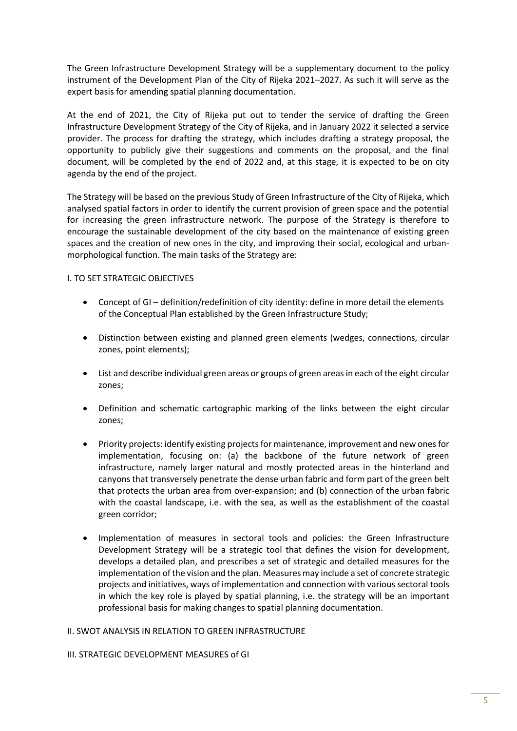The Green Infrastructure Development Strategy will be a supplementary document to the policy instrument of the Development Plan of the City of Rijeka 2021–2027. As such it will serve as the expert basis for amending spatial planning documentation.

At the end of 2021, the City of Rijeka put out to tender the service of drafting the Green Infrastructure Development Strategy of the City of Rijeka, and in January 2022 it selected a service provider. The process for drafting the strategy, which includes drafting a strategy proposal, the opportunity to publicly give their suggestions and comments on the proposal, and the final document, will be completed by the end of 2022 and, at this stage, it is expected to be on city agenda by the end of the project.

The Strategy will be based on the previous Study of Green Infrastructure of the City of Rijeka, which analysed spatial factors in order to identify the current provision of green space and the potential for increasing the green infrastructure network. The purpose of the Strategy is therefore to encourage the sustainable development of the city based on the maintenance of existing green spaces and the creation of new ones in the city, and improving their social, ecological and urban-morphological function. The main tasks of the Strategy are:

I. TO SET STRATEGIC OBJECTIVES

- Concept of GI – definition/redefinition of city identity: define in more detail the elements of the Conceptual Plan established by the Green Infrastructure Study;
- Distinction between existing and planned green elements (wedges, connections, circular zones, point elements);
- List and describe individual green areas or groups of green areas in each of the eight circular zones;
- Definition and schematic cartographic marking of the links between the eight circular zones;
- Priority projects: identify existing projects for maintenance, improvement and new ones for implementation, focusing on: (a) the backbone of the future network of green infrastructure, namely larger natural and mostly protected areas in the hinterland and canyons that transversely penetrate the dense urban fabric and form part of the green belt that protects the urban area from over-expansion; and (b) connection of the urban fabric with the coastal landscape, i.e. with the sea, as well as the establishment of the coastal green corridor;
- Implementation of measures in sectoral tools and policies: the Green Infrastructure Development Strategy will be a strategic tool that defines the vision for development, develops a detailed plan, and prescribes a set of strategic and detailed measures for the implementation of the vision and the plan. Measures may include a set of concrete strategic projects and initiatives, ways of implementation and connection with various sectoral tools in which the key role is played by spatial planning, i.e. the strategy will be an important professional basis for making changes to spatial planning documentation.

II. SWOT ANALYSIS IN RELATION TO GREEN INFRASTRUCTURE

III. STRATEGIC DEVELOPMENT MEASURES of GI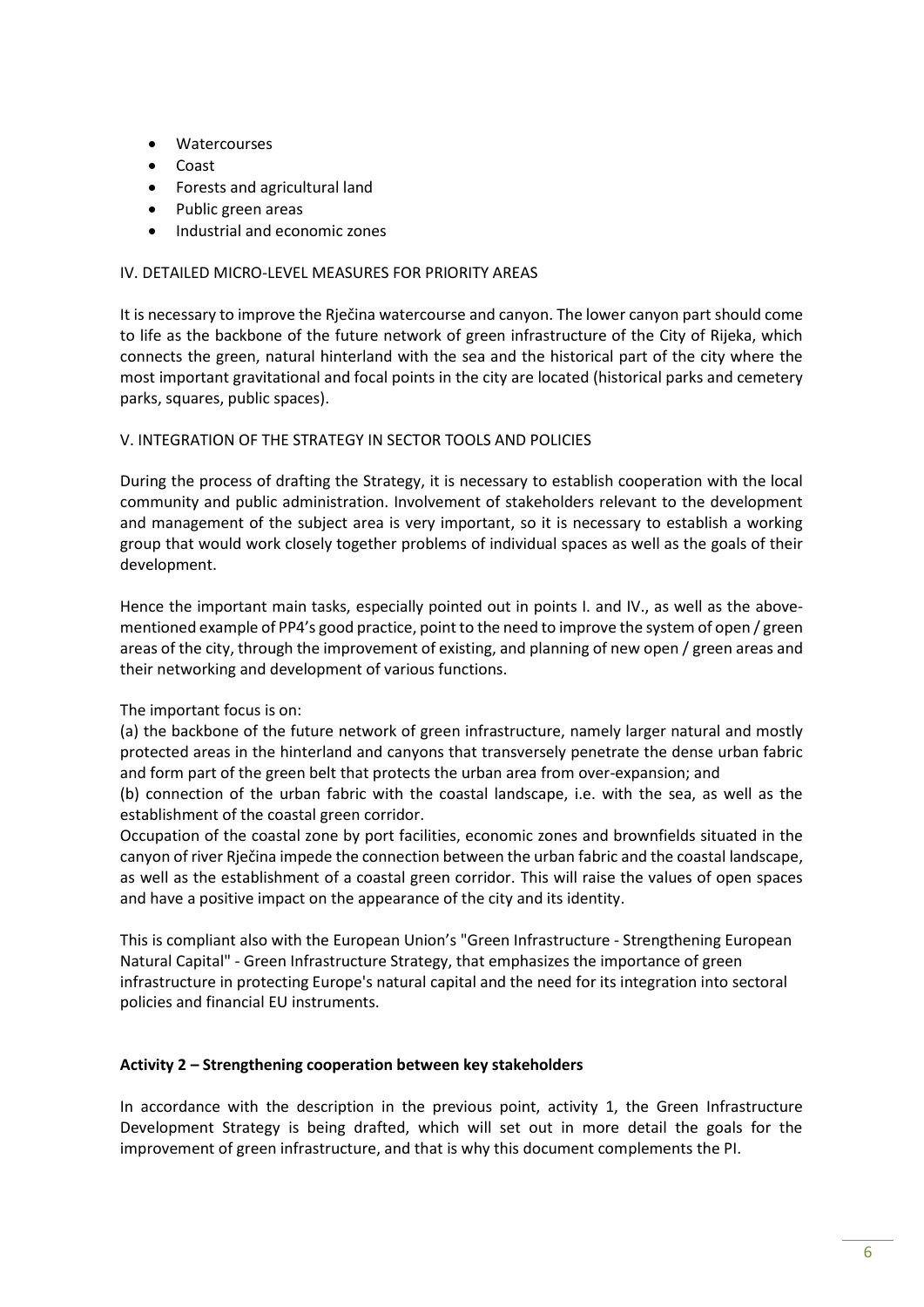- Watercourses
- Coast
- Forests and agricultural land
- Public green areas
- Industrial and economic zones

IV. DETAILED MICRO-LEVEL MEASURES FOR PRIORITY AREAS

It is necessary to improve the Rječina watercourse and canyon. The lower canyon part should come to life as the backbone of the future network of green infrastructure of the City of Rijeka, which connects the green, natural hinterland with the sea and the historical part of the city where the most important gravitational and focal points in the city are located (historical parks and cemetery parks, squares, public spaces).

V. INTEGRATION OF THE STRATEGY IN SECTOR TOOLS AND POLICIES

During the process of drafting the Strategy, it is necessary to establish cooperation with the local community and public administration. Involvement of stakeholders relevant to the development and management of the subject area is very important, so it is necessary to establish a working group that would work closely together problems of individual spaces as well as the goals of their development.

Hence the important main tasks, especially pointed out in points I. and IV., as well as the above-mentioned example of PP4's good practice, point to the need to improve the system of open / green areas of the city, through the improvement of existing, and planning of new open / green areas and their networking and development of various functions.

The important focus is on:
(a) the backbone of the future network of green infrastructure, namely larger natural and mostly protected areas in the hinterland and canyons that transversely penetrate the dense urban fabric and form part of the green belt that protects the urban area from over-expansion; and
(b) connection of the urban fabric with the coastal landscape, i.e. with the sea, as well as the establishment of the coastal green corridor.
Occupation of the coastal zone by port facilities, economic zones and brownfields situated in the canyon of river Rječina impede the connection between the urban fabric and the coastal landscape, as well as the establishment of a coastal green corridor. This will raise the values of open spaces and have a positive impact on the appearance of the city and its identity.

This is compliant also with the European Union's "Green Infrastructure - Strengthening European Natural Capital" - Green Infrastructure Strategy, that emphasizes the importance of green infrastructure in protecting Europe's natural capital and the need for its integration into sectoral policies and financial EU instruments.

**Activity 2 – Strengthening cooperation between key stakeholders**

In accordance with the description in the previous point, activity 1, the Green Infrastructure Development Strategy is being drafted, which will set out in more detail the goals for the improvement of green infrastructure, and that is why this document complements the PI.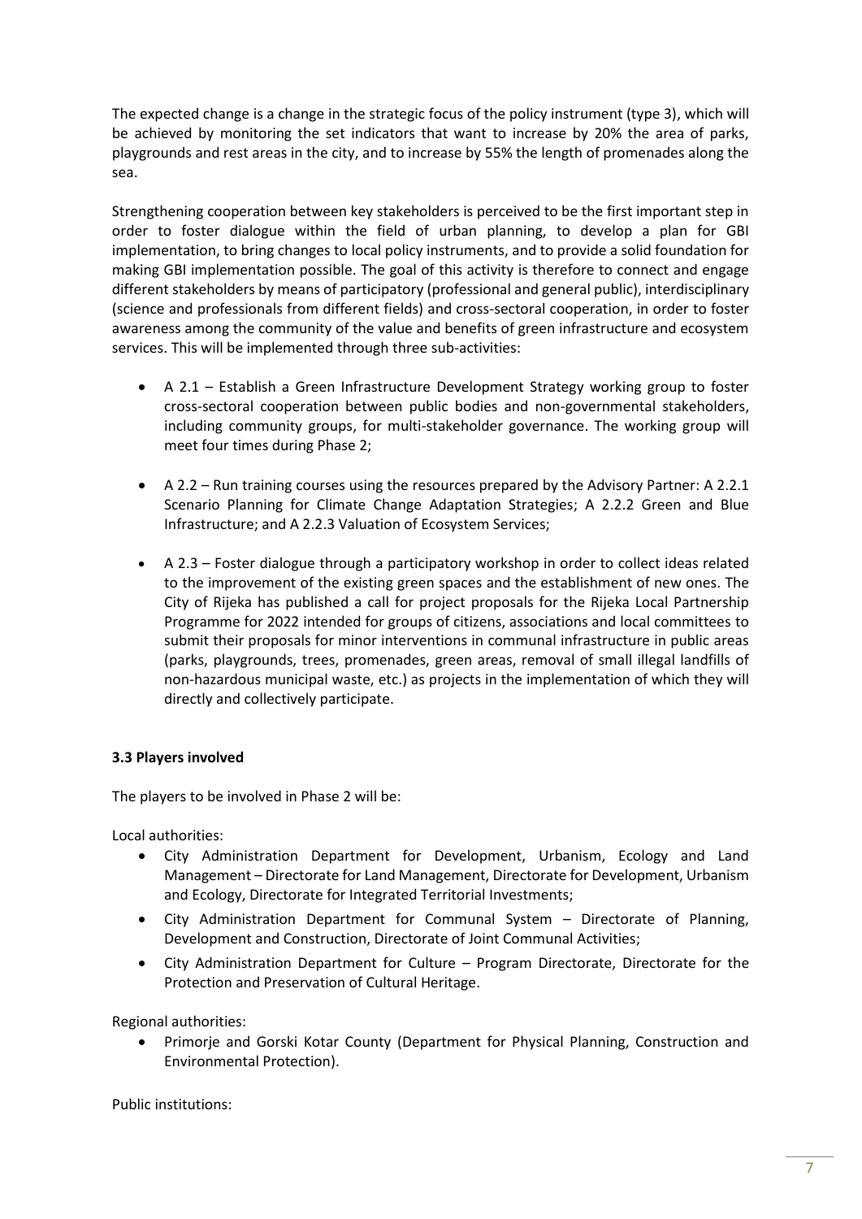The expected change is a change in the strategic focus of the policy instrument (type 3), which will be achieved by monitoring the set indicators that want to increase by 20% the area of parks, playgrounds and rest areas in the city, and to increase by 55% the length of promenades along the sea.

Strengthening cooperation between key stakeholders is perceived to be the first important step in order to foster dialogue within the field of urban planning, to develop a plan for GBI implementation, to bring changes to local policy instruments, and to provide a solid foundation for making GBI implementation possible. The goal of this activity is therefore to connect and engage different stakeholders by means of participatory (professional and general public), interdisciplinary (science and professionals from different fields) and cross-sectoral cooperation, in order to foster awareness among the community of the value and benefits of green infrastructure and ecosystem services. This will be implemented through three sub-activities:

- A 2.1 – Establish a Green Infrastructure Development Strategy working group to foster cross-sectoral cooperation between public bodies and non-governmental stakeholders, including community groups, for multi-stakeholder governance. The working group will meet four times during Phase 2;

- A 2.2 – Run training courses using the resources prepared by the Advisory Partner: A 2.2.1 Scenario Planning for Climate Change Adaptation Strategies; A 2.2.2 Green and Blue Infrastructure; and A 2.2.3 Valuation of Ecosystem Services;

- A 2.3 – Foster dialogue through a participatory workshop in order to collect ideas related to the improvement of the existing green spaces and the establishment of new ones. The City of Rijeka has published a call for project proposals for the Rijeka Local Partnership Programme for 2022 intended for groups of citizens, associations and local committees to submit their proposals for minor interventions in communal infrastructure in public areas (parks, playgrounds, trees, promenades, green areas, removal of small illegal landfills of non-hazardous municipal waste, etc.) as projects in the implementation of which they will directly and collectively participate.

### 3.3 Players involved

The players to be involved in Phase 2 will be:

Local authorities:

- City Administration Department for Development, Urbanism, Ecology and Land Management – Directorate for Land Management, Directorate for Development, Urbanism and Ecology, Directorate for Integrated Territorial Investments;
- City Administration Department for Communal System – Directorate of Planning, Development and Construction, Directorate of Joint Communal Activities;
- City Administration Department for Culture – Program Directorate, Directorate for the Protection and Preservation of Cultural Heritage.

Regional authorities:

- Primorje and Gorski Kotar County (Department for Physical Planning, Construction and Environmental Protection).

Public institutions: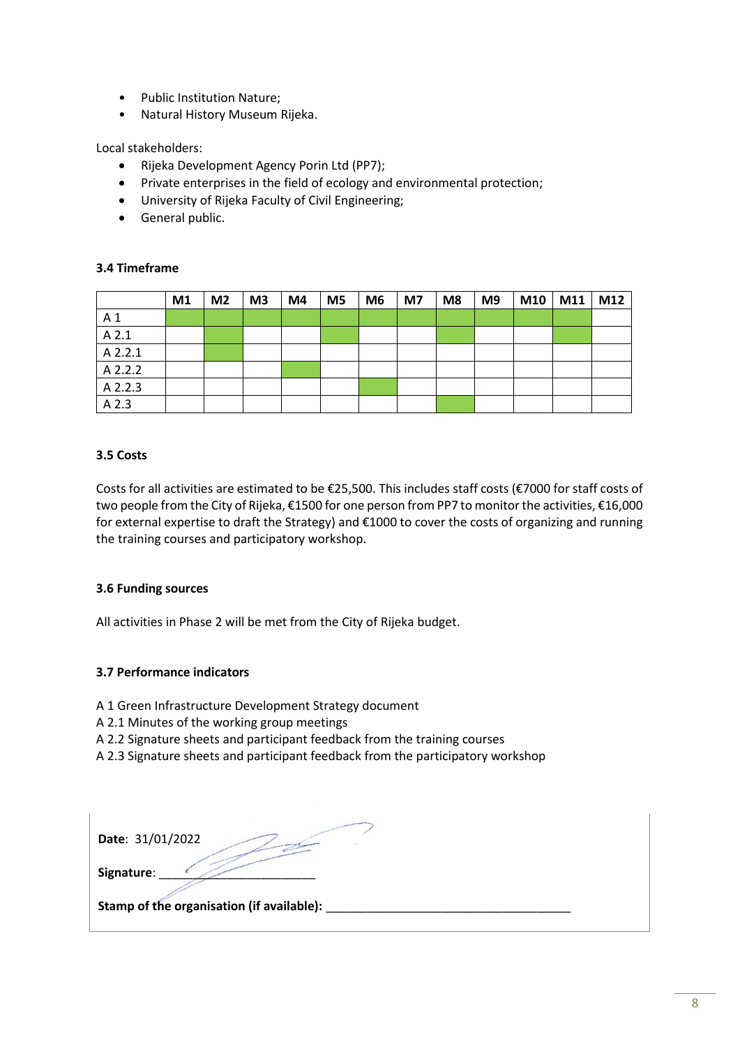- Public Institution Nature;
- Natural History Museum Rijeka.

Local stakeholders:

- Rijeka Development Agency Porin Ltd (PP7);
- Private enterprises in the field of ecology and environmental protection;
- University of Rijeka Faculty of Civil Engineering;
- General public.

### 3.4 Timeframe

| | M1 | M2 | M3 | M4 | M5 | M6 | M7 | M8 | M9 | M10 | M11 | M12 |
|---|---|---|---|---|---|---|---|---|---|---|---|---|
| A 1 | | | | | | | | | | | | |
| A 2.1 | | | | | | | | | | | | |
| A 2.2.1 | | | | | | | | | | | | |
| A 2.2.2 | | | | | | | | | | | | |
| A 2.2.3 | | | | | | | | | | | | |
| A 2.3 | | | | | | | | | | | | |

### 3.5 Costs

Costs for all activities are estimated to be €25,500. This includes staff costs (€7000 for staff costs of two people from the City of Rijeka, €1500 for one person from PP7 to monitor the activities, €16,000 for external expertise to draft the Strategy) and €1000 to cover the costs of organizing and running the training courses and participatory workshop.

### 3.6 Funding sources

All activities in Phase 2 will be met from the City of Rijeka budget.

### 3.7 Performance indicators

A 1 Green Infrastructure Development Strategy document
A 2.1 Minutes of the working group meetings
A 2.2 Signature sheets and participant feedback from the training courses
A 2.3 Signature sheets and participant feedback from the participatory workshop

**Date**: 31/01/2022

**Signature**: ________________________

**Stamp of the organisation (if available):** ____________________________________